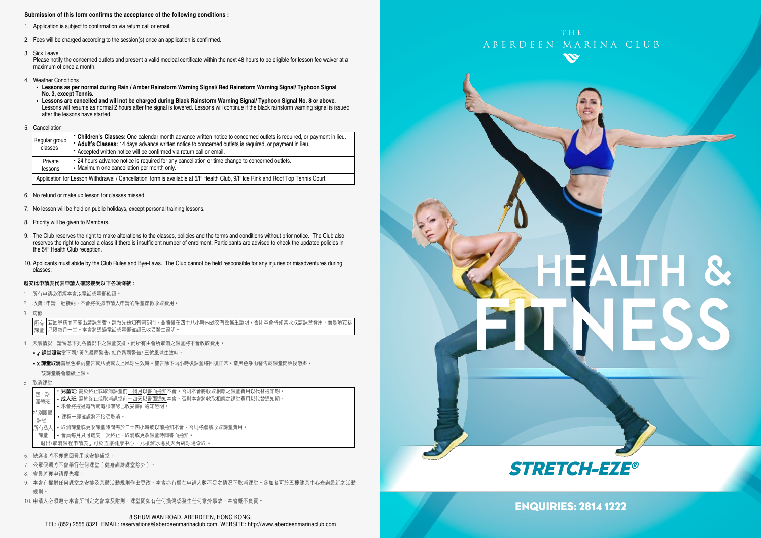**Submission of this form confirms the acceptance of the following conditions :**

1. Application is subject to confirmation via return call or email.
2. Fees will be charged according to the session(s) once an application is confirmed.
3. Sick Leave
   Please notify the concerned outlets and present a valid medical certificate within the next 48 hours to be eligible for lesson fee waiver at a maximum of once a month.
4. Weather Conditions
   - **Lessons as per normal during Rain / Amber Rainstorm Warning Signal/ Red Rainstorm Warning Signal/ Typhoon Signal No. 3, except Tennis.**
   - **Lessons are cancelled and will not be charged during Black Rainstorm Warning Signal/ Typhoon Signal No. 8 or above.** Lessons will resume as normal 2 hours after the signal is lowered. Lessons will continue if the black rainstorm warning signal is issued after the lessons have started.
5. Cancellation

| Regular group classes | • **Children's Classes:** One calendar month advance written notice to concerned outlets is required, or payment in lieu.<br>• **Adult's Classes:** 14 days advance written notice to concerned outlets is required, or payment in lieu.<br>• Accepted written notice will be confirmed via return call or email. |
|---|---|
| Private lessons | • 24 hours advance notice is required for any cancellation or time change to concerned outlets.<br>• Maximum one cancellation per month only. |
| Application for Lesson Withdrawal / Cancellation' form is available at 5/F Health Club, 9/F Ice Rink and Roof Top Tennis Court. | |

6. No refund or make up lesson for classes missed.
7. No lesson will be held on public holidays, except personal training lessons.
8. Priority will be given to Members.
9. The Club reserves the right to make alterations to the classes, policies and the terms and conditions without prior notice. The Club also reserves the right to cancel a class if there is insufficient number of enrolment. Participants are advised to check the updated policies in the 5/F Health Club reception.
10. Applicants must abide by the Club Rules and Bye-Laws. The Club cannot be held responsible for any injuries or misadventures during classes.

**遞交此申請表代表申請人確認接受以下各項條款：**

1. 所有申請必須經本會以電話或電郵確認。
2. 收費：申請一經接納，本會將依據申請人申請的課堂節數收取費用。
3. 病假

| 所有課堂 | 若因患病而未能出席課堂者，請預先通知有關部門，並隨後在四十八小時內遞交有效醫生證明，否則本會將如常收取該課堂費用，而是項安排只限每月一堂。本會將透過電話或電郵確認已收妥醫生證明。 |
|---|---|

4. 天氣情況：請留意下列各情況下之課堂安排，而所有由會所取消之課堂將不會收取費用。
   - ✓ **課堂照常**當下雨/ 黃色暴雨警告/ 紅色暴雨警告/ 三號風球生效時。
   - x **課堂取消**當黑色暴雨警告或八號或以上風球生效時。警告除下兩小時後課堂將回復正常。當黑色暴雨警告於課堂開始後懸掛，該課堂將會繼續上課。
5. 取消課堂

| 定期團體班 | • **兒童班:** 需於終止或取消課堂前一個月以書面通知本會。否則本會將收取相應之課堂費用以代替通知期。<br>• **成人班:** 需於終止或取消課堂前十四天以書面通知本會。否則本會將收取相應之課堂費用以代替通知期。<br>• 本會將透過電話或電郵確認已收妥書面通知證明。 |
|---|---|
| 特別團體課程 | • 課程一經確認將不接受取消。 |
| 所有私人課堂 | • 取消課堂或更改課堂時間需於二十四小時或以前通知本會，否則將繼續收取課堂費用。<br>• 會員每月只可遞交一次終止、取消或更改課堂時間書面通知。 |
| 「退出/取消課程申請表」可於五樓健康中心、九樓溜冰場及天台網球場索取。 | |

6. 缺席者將不獲退回費用或安排補堂。
7. 公眾假期將不會舉行任何課堂〔健身訓練課堂除外〕。
8. 會員將獲申請優先權。
9. 本會有權對任何課堂之安排及康體活動規則作出更改。本會亦有權在申請人數不足之情況下取消課堂。參加者可於五樓健康中心查詢最新之活動規則。
10. 申請人必須遵守本會所制定之會章及附則。課堂間如有任何損傷或發生任何意外事故，本會概不負責。

8 SHUM WAN ROAD, ABERDEEN, HONG KONG.
TEL: (852) 2555 8321 EMAIL: reservations@aberdeenmarinaclub.com WEBSITE: http://www.aberdeenmarinaclub.com

THE ABERDEEN MARINA CLUB

# HEALTH & FITNESS

## STRETCH-EZE®

**ENQUIRIES: 2814 1222**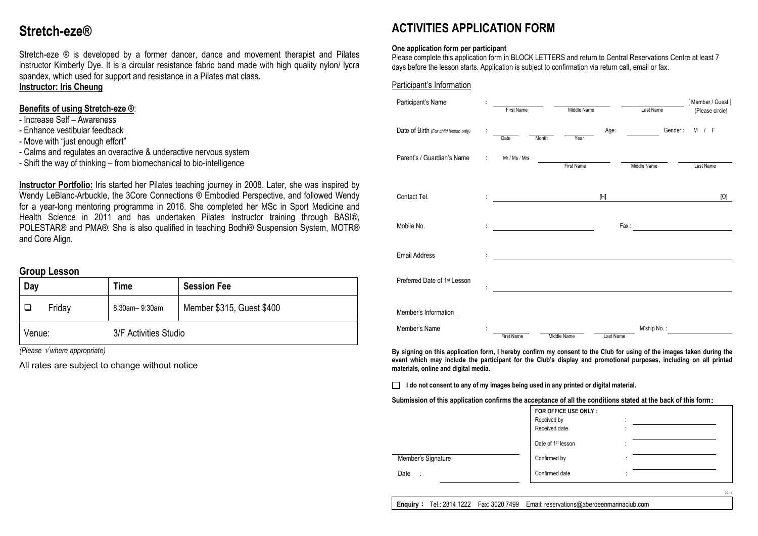# Stretch-eze®

Stretch-eze ® is developed by a former dancer, dance and movement therapist and Pilates instructor Kimberly Dye. It is a circular resistance fabric band made with high quality nylon/ lycra spandex, which used for support and resistance in a Pilates mat class.

**Instructor: Iris Cheung**

**Benefits of using Stretch-eze ®**:

- Increase Self – Awareness
- Enhance vestibular feedback
- Move with "just enough effort"
- Calms and regulates an overactive & underactive nervous system
- Shift the way of thinking – from biomechanical to bio-intelligence

**Instructor Portfolio:** Iris started her Pilates teaching journey in 2008. Later, she was inspired by Wendy LeBlanc-Arbuckle, the 3Core Connections ® Embodied Perspective, and followed Wendy for a year-long mentoring programme in 2016. She completed her MSc in Sport Medicine and Health Science in 2011 and has undertaken Pilates Instructor training through BASI®, POLESTAR® and PMA®. She is also qualified in teaching Bodhi® Suspension System, MOTR® and Core Align.

## Group Lesson

| Day | Time | Session Fee |
|---|---|---|
| ❑ Friday | 8:30am– 9:30am | Member $315, Guest $400 |
| Venue: | 3/F Activities Studio | |

*(Please √where appropriate)*

All rates are subject to change without notice

# ACTIVITIES APPLICATION FORM

**One application form per participant**

Please complete this application form in BLOCK LETTERS and return to Central Reservations Centre at least 7 days before the lesson starts. Application is subject to confirmation via return call, email or fax.

Participant's Information

Participant's Name : ______ First Name ______ Middle Name ______ Last Name [ Member / Guest ] (Please circle)

Date of Birth *(For child lesson only)* : ______ Date ______ Month ______ Year Age: ______ Gender : M / F

Parent's / Guardian's Name : Mr / Ms / Mrs ______ First Name ______ Middle Name ______ Last Name

Contact Tel. : ______ [H] ______ [O]

Mobile No. : ______ Fax : ______

Email Address : ______

Preferred Date of 1st Lesson : ______

Member's Information

Member's Name : ______ First Name ______ Middle Name ______ Last Name M'ship No. : ______

**By signing on this application form, I hereby confirm my consent to the Club for using of the images taken during the event which may include the participant for the Club's display and promotional purposes, including on all printed materials, online and digital media.**

☐ **I do not consent to any of my images being used in any printed or digital material.**

**Submission of this application confirms the acceptance of all the conditions stated at the back of this form:**

Member's Signature ______

Date : ______

**FOR OFFICE USE ONLY :**

Received by : ______

Received date : ______

Date of 1st lesson : ______

Confirmed by : ______

Confirmed date : ______

2201

**Enquiry :** Tel.: 2814 1222 Fax: 3020 7499 Email: reservations@aberdeenmarinaclub.com